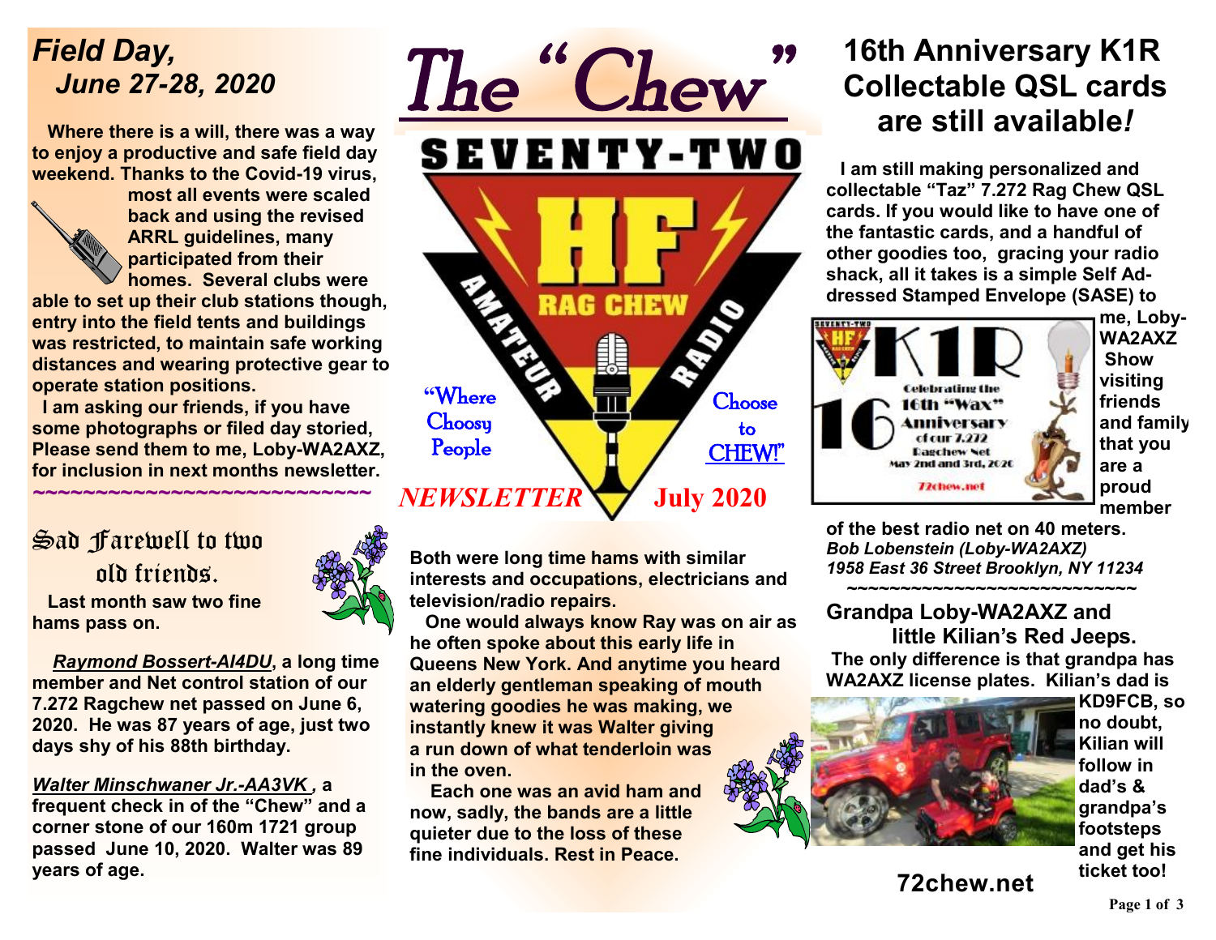# The "Chew"

SEVENTY-TWO

HF RAG CHEW AMATEUR RADIO

"Where Choosy People Choose to CHEW!"

*NEWSLETTER* **July 2020**

## *Field Day, June 27-28, 2020*

**Where there is a will, there was a way to enjoy a productive and safe field day weekend. Thanks to the Covid-19 virus, most all events were scaled back and using the revised ARRL guidelines, many participated from their homes. Several clubs were able to set up their club stations though, entry into the field tents and buildings was restricted, to maintain safe working distances and wearing protective gear to operate station positions.**

**I am asking our friends, if you have some photographs or filed day storied, Please send them to me, Loby-WA2AXZ, for inclusion in next months newsletter.**

~~~~~~~~~~~~~~~~~~~~~~~~~~~~

## Sad Farewell to two old friends.

**Last month saw two fine hams pass on.**

***Raymond Bossert-AI4DU*, a long time member and Net control station of our 7.272 Ragchew net passed on June 6, 2020. He was 87 years of age, just two days shy of his 88th birthday.**

***Walter Minschwaner Jr.-AA3VK* , a frequent check in of the "Chew" and a corner stone of our 160m 1721 group passed June 10, 2020. Walter was 89 years of age.**

**Both were long time hams with similar interests and occupations, electricians and television/radio repairs.**

**One would always know Ray was on air as he often spoke about this early life in Queens New York. And anytime you heard an elderly gentleman speaking of mouth watering goodies he was making, we instantly knew it was Walter giving a run down of what tenderloin was in the oven.**

**Each one was an avid ham and now, sadly, the bands are a little quieter due to the loss of these fine individuals. Rest in Peace.**

## 16th Anniversary K1R Collectable QSL cards are still available*!*

**I am still making personalized and collectable "Taz" 7.272 Rag Chew QSL cards. If you would like to have one of the fantastic cards, and a handful of other goodies too, gracing your radio shack, all it takes is a simple Self Addressed Stamped Envelope (SASE) to me, Loby-WA2AXZ Show visiting friends and family that you are a proud member of the best radio net on 40 meters.**

K1R 16 Celebrating the 16th "Wax" Anniversary of our 7.272 Ragchew Net May 2nd and 3rd, 2020 72chew.net

***Bob Lobenstein (Loby-WA2AXZ)***
***1958 East 36 Street Brooklyn, NY 11234***

~~~~~~~~~~~~~~~~~~~~~~~~~~~~

## Grandpa Loby-WA2AXZ and little Kilian's Red Jeeps.

**The only difference is that grandpa has WA2AXZ license plates. Kilian's dad is KD9FCB, so no doubt, Kilian will follow in dad's & grandpa's footsteps and get his ticket too!**

**72chew.net**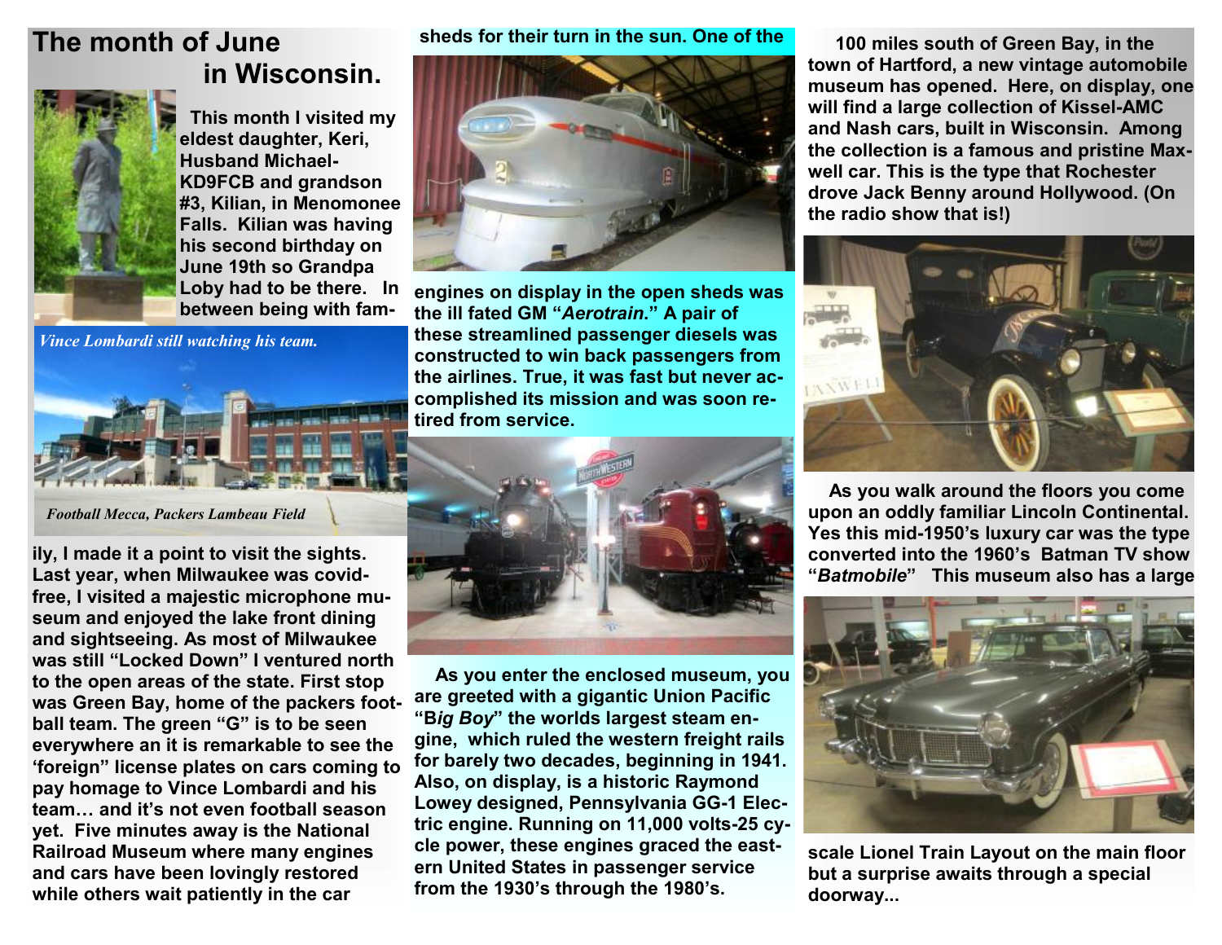# The month of June in Wisconsin.

This month I visited my eldest daughter, Keri, Husband Michael-KD9FCB and grandson #3, Kilian, in Menomonee Falls. Kilian was having his second birthday on June 19th so Grandpa Loby had to be there. In between being with family, I made it a point to visit the sights. Last year, when Milwaukee was covid-free, I visited a majestic microphone museum and enjoyed the lake front dining and sightseeing. As most of Milwaukee was still "Locked Down" I ventured north to the open areas of the state. First stop was Green Bay, home of the packers football team. The green "G" is to be seen everywhere an it is remarkable to see the 'foreign" license plates on cars coming to pay homage to Vince Lombardi and his team… and it's not football season yet. Five minutes away is the National Railroad Museum where many engines and cars have been lovingly restored while others wait patiently in the car sheds for their turn in the sun. One of the engines on display in the open sheds was the ill fated GM "*Aerotrain*." A pair of these streamlined passenger diesels was constructed to win back passengers from the airlines. True, it was fast but never accomplished its mission and was soon retired from service.

*Vince Lombardi still watching his team.*

*Football Mecca, Packers Lambeau Field*

As you enter the enclosed museum, you are greeted with a gigantic Union Pacific "B*ig Boy*" the worlds largest steam engine, which ruled the western freight rails for barely two decades, beginning in 1941. Also, on display, is a historic Raymond Lowey designed, Pennsylvania GG-1 Electric engine. Running on 11,000 volts-25 cycle power, these engines graced the eastern United States in passenger service from the 1930's through the 1980's.

100 miles south of Green Bay, in the town of Hartford, a new vintage automobile museum has opened. Here, on display, one will find a large collection of Kissel-AMC and Nash cars, built in Wisconsin. Among the collection is a famous and pristine Maxwell car. This is the type that Rochester drove Jack Benny around Hollywood. (On the radio show that is!)

As you walk around the floors you come upon an oddly familiar Lincoln Continental. Yes this mid-1950's luxury car was the type converted into the 1960's Batman TV show "*Batmobile*" This museum also has a large scale Lionel Train Layout on the main floor but a surprise awaits through a special doorway...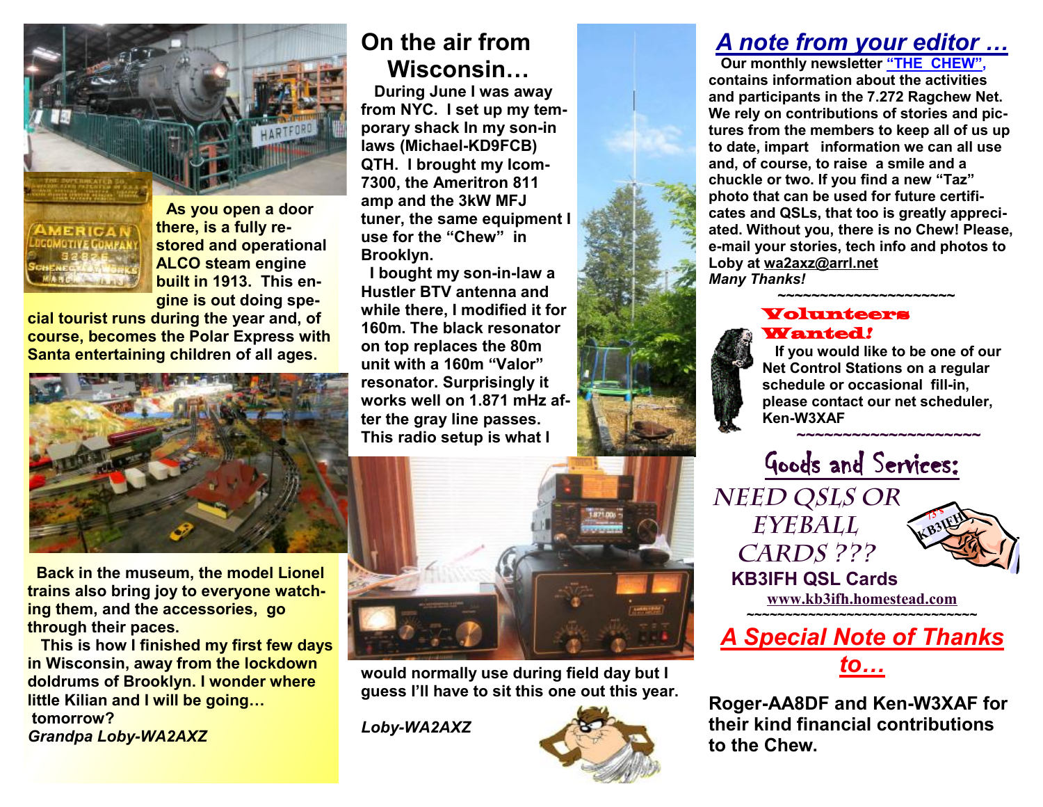As you open a door there, is a fully restored and operational ALCO steam engine built in 1913. This engine is out doing special tourist runs during the year and, of course, becomes the Polar Express with Santa entertaining children of all ages.

Back in the museum, the model Lionel trains also bring joy to everyone watching them, and the accessories, go through their paces.

This is how I finished my first few days in Wisconsin, away from the lockdown doldrums of Brooklyn. I wonder where little Kilian and I will be going… tomorrow?

*Grandpa Loby-WA2AXZ*

## On the air from Wisconsin…

During June I was away from NYC. I set up my temporary shack In my son-in laws (Michael-KD9FCB) QTH. I brought my Icom-7300, the Ameritron 811 amp and the 3kW MFJ tuner, the same equipment I use for the "Chew" in Brooklyn.

I bought my son-in-law a Hustler BTV antenna and while there, I modified it for 160m. The black resonator on top replaces the 80m unit with a 160m "Valor" resonator. Surprisingly it works well on 1.871 mHz after the gray line passes. This radio setup is what I would normally use during field day but I guess I'll have to sit this one out this year.

*Loby-WA2AXZ*

## A note from your editor …

Our monthly newsletter **"THE CHEW"**, contains information about the activities and participants in the 7.272 Ragchew Net. We rely on contributions of stories and pictures from the members to keep all of us up to date, impart information we can all use and, of course, to raise a smile and a chuckle or two. If you find a new "Taz" photo that can be used for future certificates and QSLs, that too is greatly appreciated. Without you, there is no Chew! Please, e-mail your stories, tech info and photos to Loby at wa2axz@arrl.net

*Many Thanks!*

~~~~~~~~~~~~~~~~~~~~~~

## Volunteers Wanted!

If you would like to be one of our Net Control Stations on a regular schedule or occasional fill-in, please contact our net scheduler, Ken-W3XAF

~~~~~~~~~~~~~~~~~~~~~

## Goods and Services:

NEED QSLS OR EYEBALL CARDS ???

**KB3IFH QSL Cards**

www.kb3ifh.homestead.com

~~~~~~~~~~~~~~~~~~~~~~~~~~~~~~~~

## A Special Note of Thanks to…

**Roger-AA8DF and Ken-W3XAF for their kind financial contributions to the Chew.**